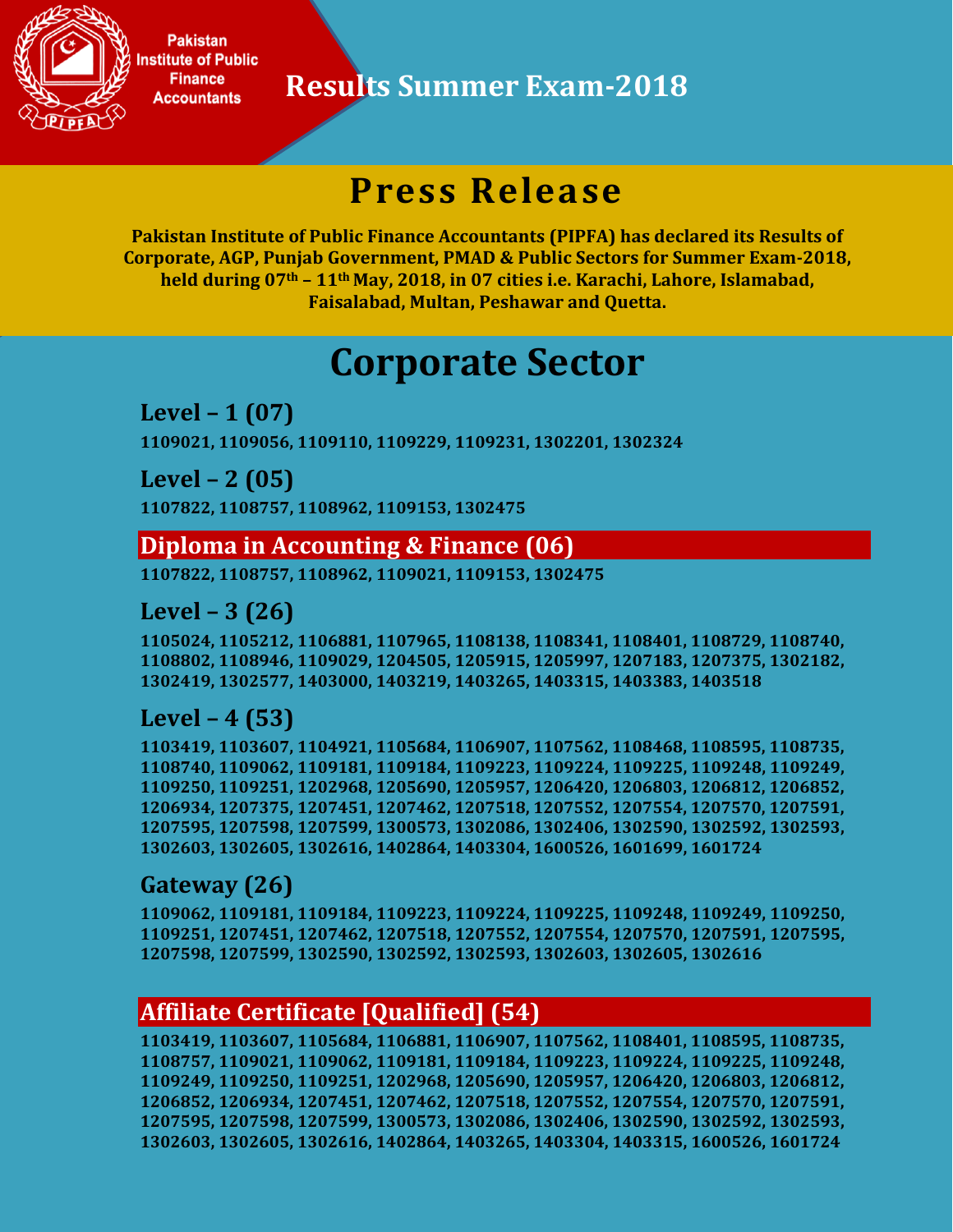Pakistan Institute of Public Finance Accountants

# Results Summer Exam-2018

## Press Release

**Pakistan Institute of Public Finance Accountants (PIPFA) has declared its Results of Corporate, AGP, Punjab Government, PMAD & Public Sectors for Summer Exam-2018, held during 07th – 11th May, 2018, in 07 cities i.e. Karachi, Lahore, Islamabad, Faisalabad, Multan, Peshawar and Quetta.**

# Corporate Sector

### Level – 1 (07)

**1109021, 1109056, 1109110, 1109229, 1109231, 1302201, 1302324**

### Level – 2 (05)

**1107822, 1108757, 1108962, 1109153, 1302475**

### Diploma in Accounting & Finance (06)

**1107822, 1108757, 1108962, 1109021, 1109153, 1302475**

### Level – 3 (26)

**1105024, 1105212, 1106881, 1107965, 1108138, 1108341, 1108401, 1108729, 1108740, 1108802, 1108946, 1109029, 1204505, 1205915, 1205997, 1207183, 1207375, 1302182, 1302419, 1302577, 1403000, 1403219, 1403265, 1403315, 1403383, 1403518**

### Level – 4 (53)

**1103419, 1103607, 1104921, 1105684, 1106907, 1107562, 1108468, 1108595, 1108735, 1108740, 1109062, 1109181, 1109184, 1109223, 1109224, 1109225, 1109248, 1109249, 1109250, 1109251, 1202968, 1205690, 1205957, 1206420, 1206803, 1206812, 1206852, 1206934, 1207375, 1207451, 1207462, 1207518, 1207552, 1207554, 1207570, 1207591, 1207595, 1207598, 1207599, 1300573, 1302086, 1302406, 1302590, 1302592, 1302593, 1302603, 1302605, 1302616, 1402864, 1403304, 1600526, 1601699, 1601724**

### Gateway (26)

**1109062, 1109181, 1109184, 1109223, 1109224, 1109225, 1109248, 1109249, 1109250, 1109251, 1207451, 1207462, 1207518, 1207552, 1207554, 1207570, 1207591, 1207595, 1207598, 1207599, 1302590, 1302592, 1302593, 1302603, 1302605, 1302616**

### Affiliate Certificate [Qualified] (54)

**1103419, 1103607, 1105684, 1106881, 1106907, 1107562, 1108401, 1108595, 1108735, 1108757, 1109021, 1109062, 1109181, 1109184, 1109223, 1109224, 1109225, 1109248, 1109249, 1109250, 1109251, 1202968, 1205690, 1205957, 1206420, 1206803, 1206812, 1206852, 1206934, 1207451, 1207462, 1207518, 1207552, 1207554, 1207570, 1207591, 1207595, 1207598, 1207599, 1300573, 1302086, 1302406, 1302590, 1302592, 1302593, 1302603, 1302605, 1302616, 1402864, 1403265, 1403304, 1403315, 1600526, 1601724**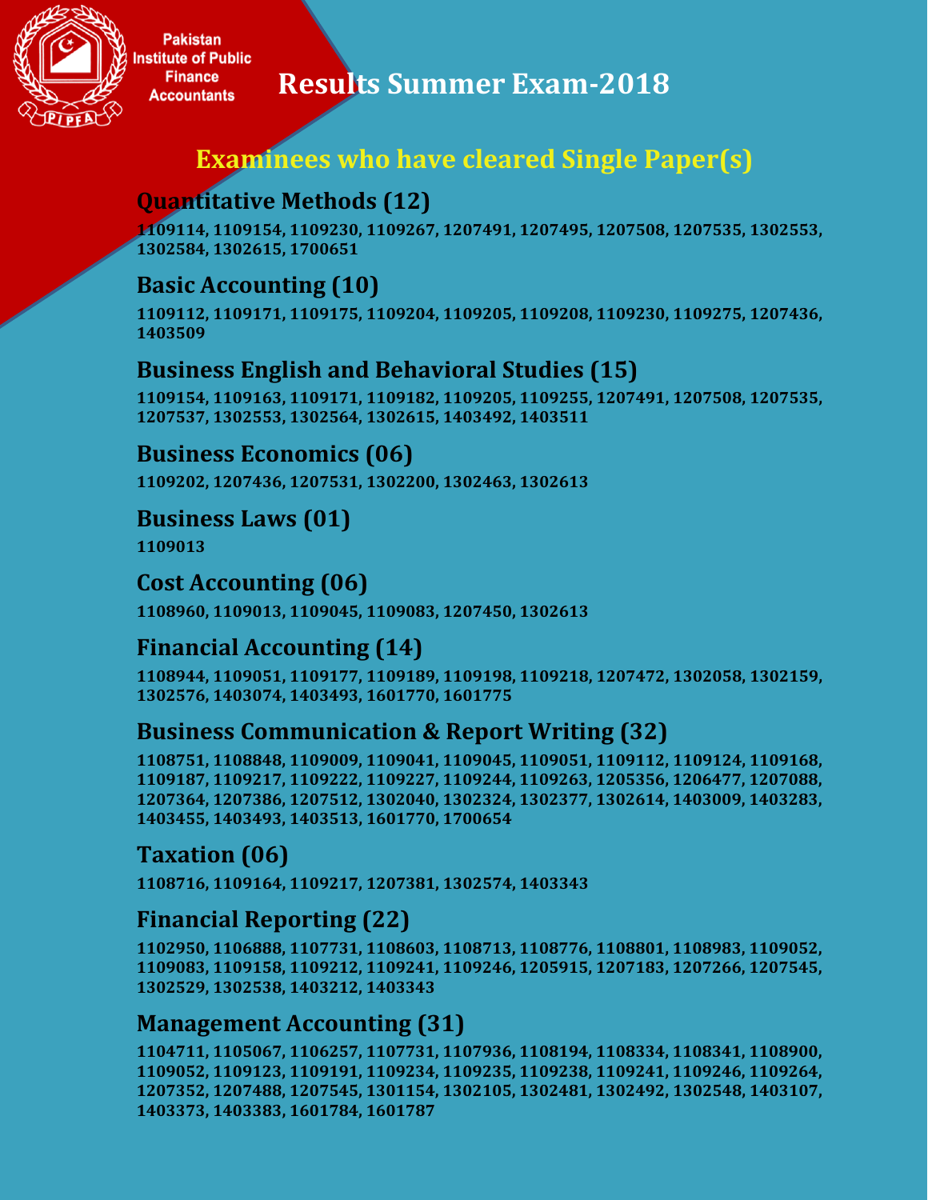Pakistan Institute of Public Finance Accountants

# Results Summer Exam-2018

## Examinees who have cleared Single Paper(s)

### Quantitative Methods (12)

**1109114, 1109154, 1109230, 1109267, 1207491, 1207495, 1207508, 1207535, 1302553, 1302584, 1302615, 1700651**

### Basic Accounting (10)

**1109112, 1109171, 1109175, 1109204, 1109205, 1109208, 1109230, 1109275, 1207436, 1403509**

### Business English and Behavioral Studies (15)

**1109154, 1109163, 1109171, 1109182, 1109205, 1109255, 1207491, 1207508, 1207535, 1207537, 1302553, 1302564, 1302615, 1403492, 1403511**

### Business Economics (06)

**1109202, 1207436, 1207531, 1302200, 1302463, 1302613**

### Business Laws (01)

**1109013**

### Cost Accounting (06)

**1108960, 1109013, 1109045, 1109083, 1207450, 1302613**

### Financial Accounting (14)

**1108944, 1109051, 1109177, 1109189, 1109198, 1109218, 1207472, 1302058, 1302159, 1302576, 1403074, 1403493, 1601770, 1601775**

### Business Communication & Report Writing (32)

**1108751, 1108848, 1109009, 1109041, 1109045, 1109051, 1109112, 1109124, 1109168, 1109187, 1109217, 1109222, 1109227, 1109244, 1109263, 1205356, 1206477, 1207088, 1207364, 1207386, 1207512, 1302040, 1302324, 1302377, 1302614, 1403009, 1403283, 1403455, 1403493, 1403513, 1601770, 1700654**

### Taxation (06)

**1108716, 1109164, 1109217, 1207381, 1302574, 1403343**

### Financial Reporting (22)

**1102950, 1106888, 1107731, 1108603, 1108713, 1108776, 1108801, 1108983, 1109052, 1109083, 1109158, 1109212, 1109241, 1109246, 1205915, 1207183, 1207266, 1207545, 1302529, 1302538, 1403212, 1403343**

### Management Accounting (31)

**1104711, 1105067, 1106257, 1107731, 1107936, 1108194, 1108334, 1108341, 1108900, 1109052, 1109123, 1109191, 1109234, 1109235, 1109238, 1109241, 1109246, 1109264, 1207352, 1207488, 1207545, 1301154, 1302105, 1302481, 1302492, 1302548, 1403107, 1403373, 1403383, 1601784, 1601787**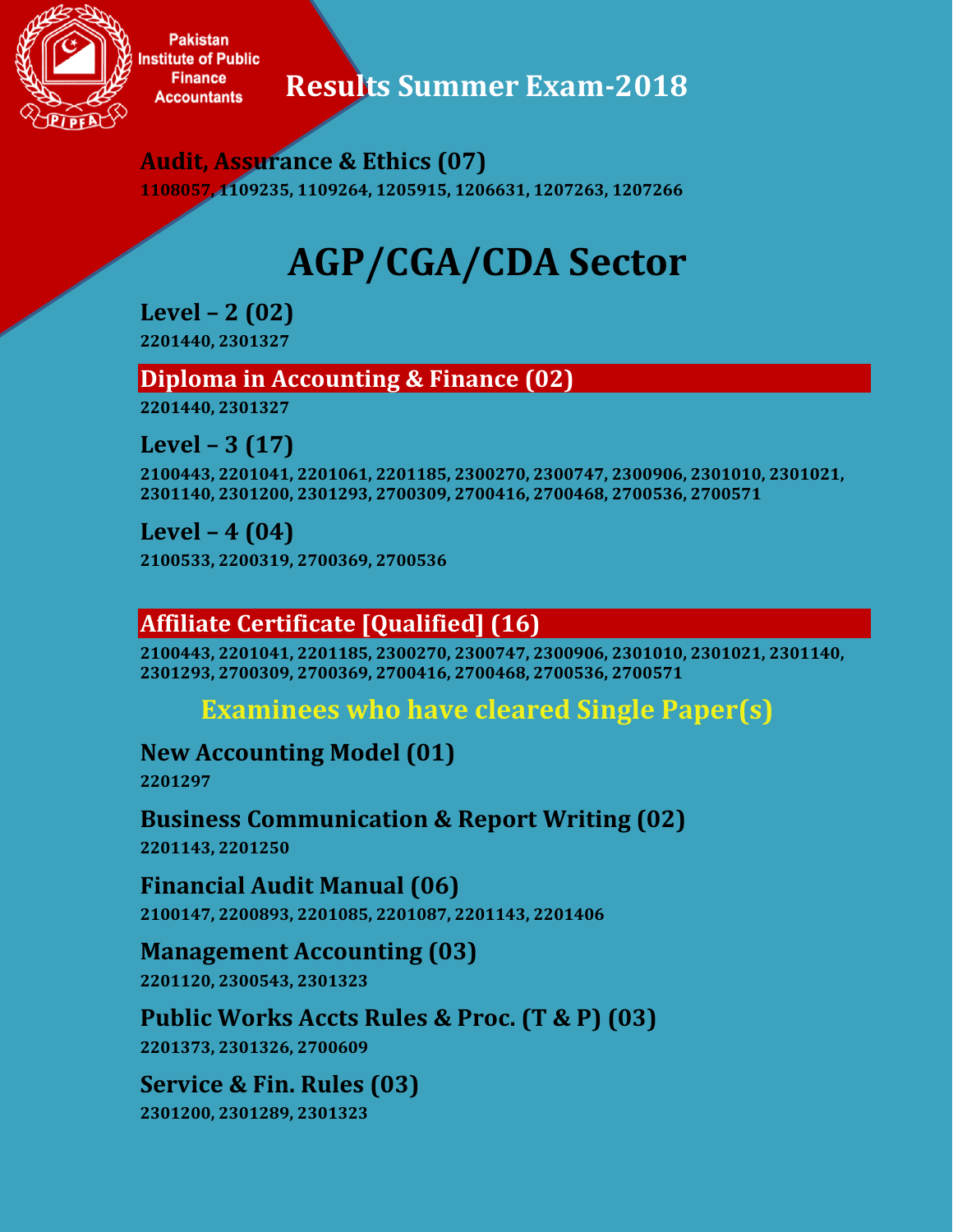Pakistan Institute of Public Finance Accountants

# Results Summer Exam-2018

### Audit, Assurance & Ethics (07)

**1108057, 1109235, 1109264, 1205915, 1206631, 1207263, 1207266**

# AGP/CGA/CDA Sector

### Level – 2 (02)

**2201440, 2301327**

### Diploma in Accounting & Finance (02)

**2201440, 2301327**

### Level – 3 (17)

**2100443, 2201041, 2201061, 2201185, 2300270, 2300747, 2300906, 2301010, 2301021, 2301140, 2301200, 2301293, 2700309, 2700416, 2700468, 2700536, 2700571**

### Level – 4 (04)

**2100533, 2200319, 2700369, 2700536**

### Affiliate Certificate [Qualified] (16)

**2100443, 2201041, 2201185, 2300270, 2300747, 2300906, 2301010, 2301021, 2301140, 2301293, 2700309, 2700369, 2700416, 2700468, 2700536, 2700571**

## Examinees who have cleared Single Paper(s)

### New Accounting Model (01)

**2201297**

### Business Communication & Report Writing (02)

**2201143, 2201250**

### Financial Audit Manual (06)

**2100147, 2200893, 2201085, 2201087, 2201143, 2201406**

### Management Accounting (03)

**2201120, 2300543, 2301323**

### Public Works Accts Rules & Proc. (T & P) (03)

**2201373, 2301326, 2700609**

### Service & Fin. Rules (03)

**2301200, 2301289, 2301323**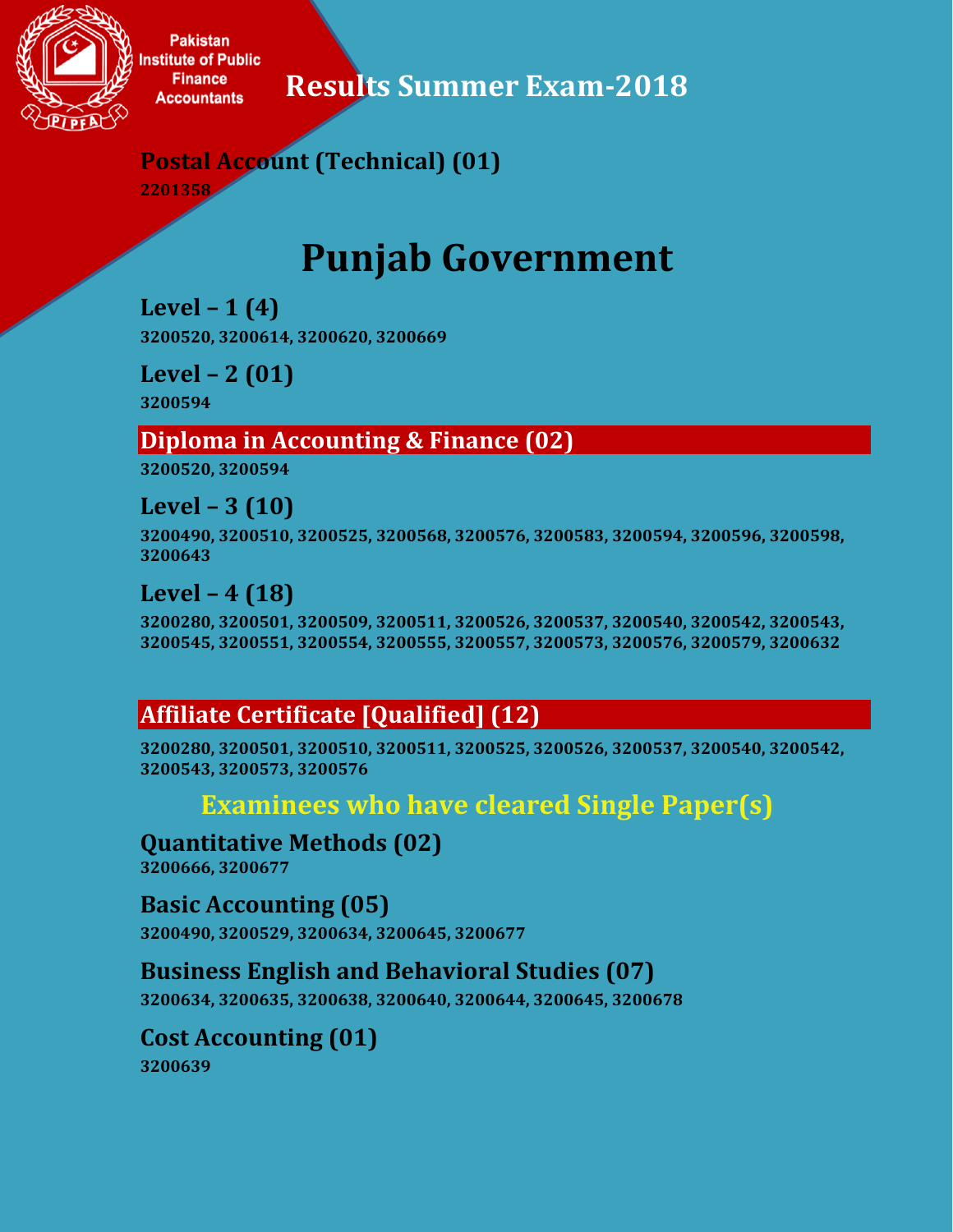Pakistan Institute of Public Finance Accountants

# Results Summer Exam-2018

**Postal Account (Technical) (01)**

**2201358**

# Punjab Government

**Level – 1 (4)**

**3200520, 3200614, 3200620, 3200669**

**Level – 2 (01)**

**3200594**

## Diploma in Accounting & Finance (02)

**3200520, 3200594**

**Level – 3 (10)**

**3200490, 3200510, 3200525, 3200568, 3200576, 3200583, 3200594, 3200596, 3200598, 3200643**

**Level – 4 (18)**

**3200280, 3200501, 3200509, 3200511, 3200526, 3200537, 3200540, 3200542, 3200543, 3200545, 3200551, 3200554, 3200555, 3200557, 3200573, 3200576, 3200579, 3200632**

## Affiliate Certificate [Qualified] (12)

**3200280, 3200501, 3200510, 3200511, 3200525, 3200526, 3200537, 3200540, 3200542, 3200543, 3200573, 3200576**

## Examinees who have cleared Single Paper(s)

**Quantitative Methods (02)**

**3200666, 3200677**

**Basic Accounting (05)**

**3200490, 3200529, 3200634, 3200645, 3200677**

**Business English and Behavioral Studies (07)**

**3200634, 3200635, 3200638, 3200640, 3200644, 3200645, 3200678**

**Cost Accounting (01)**

**3200639**